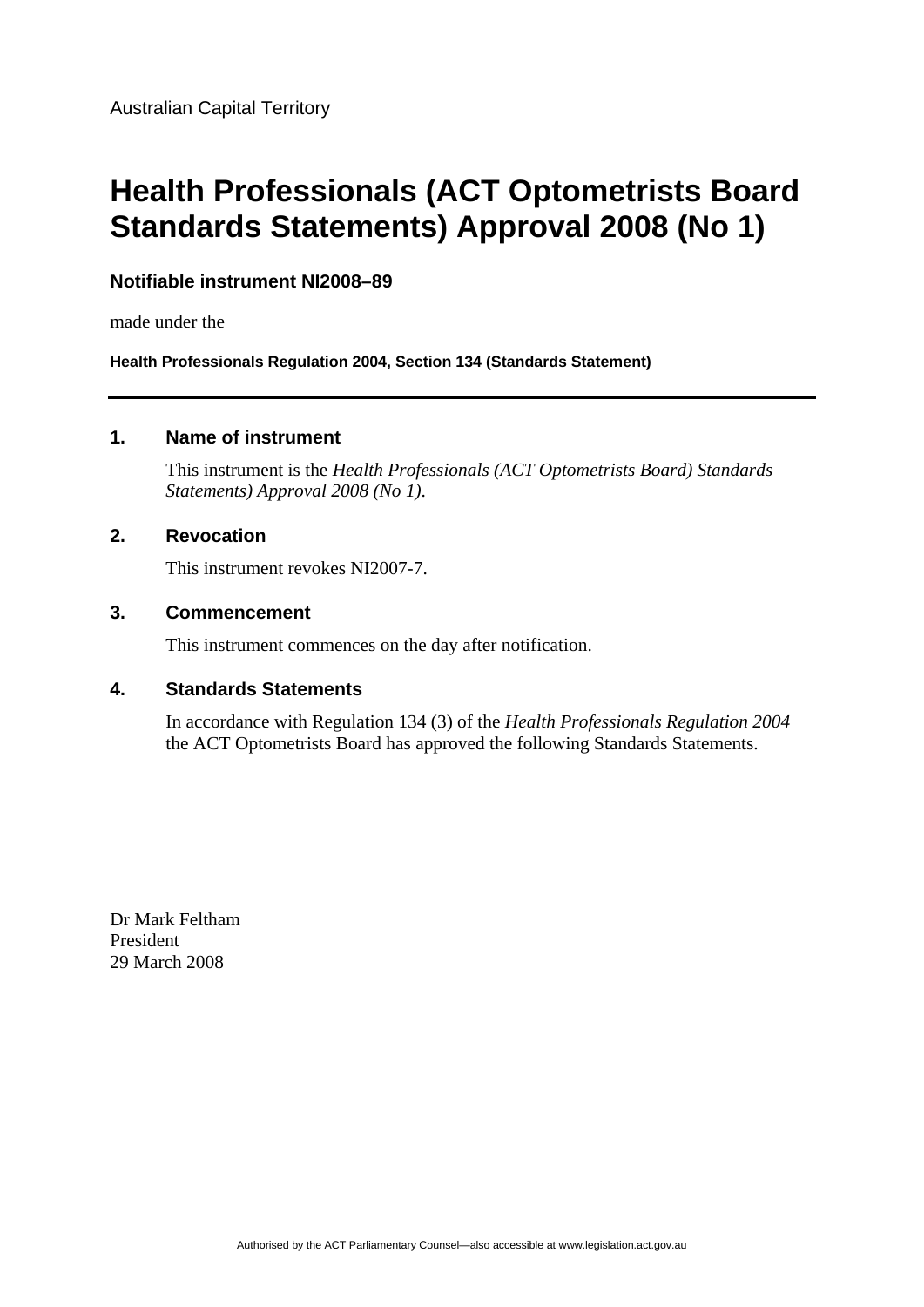Australian Capital Territory

# Health Professionals (ACT Optometrists Board Standards Statements) Approval 2008 (No 1)

**Notifiable instrument NI2008–89**

made under the

**Health Professionals Regulation 2004, Section 134 (Standards Statement)**

---

## 1. Name of instrument

This instrument is the *Health Professionals (ACT Optometrists Board) Standards Statements) Approval 2008 (No 1)*.

## 2. Revocation

This instrument revokes NI2007-7.

## 3. Commencement

This instrument commences on the day after notification.

## 4. Standards Statements

In accordance with Regulation 134 (3) of the *Health Professionals Regulation 2004* the ACT Optometrists Board has approved the following Standards Statements.

Dr Mark Feltham
President
29 March 2008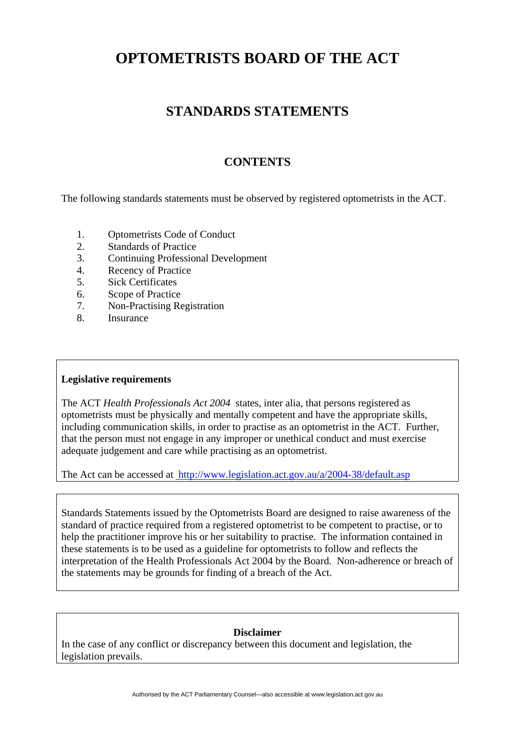# OPTOMETRISTS BOARD OF THE ACT

## STANDARDS STATEMENTS

### CONTENTS

The following standards statements must be observed by registered optometrists in the ACT.

1. Optometrists Code of Conduct
2. Standards of Practice
3. Continuing Professional Development
4. Recency of Practice
5. Sick Certificates
6. Scope of Practice
7. Non-Practising Registration
8. Insurance

**Legislative requirements**

The ACT *Health Professionals Act 2004* states, inter alia, that persons registered as optometrists must be physically and mentally competent and have the appropriate skills, including communication skills, in order to practise as an optometrist in the ACT. Further, that the person must not engage in any improper or unethical conduct and must exercise adequate judgement and care while practising as an optometrist.

The Act can be accessed at http://www.legislation.act.gov.au/a/2004-38/default.asp

Standards Statements issued by the Optometrists Board are designed to raise awareness of the standard of practice required from a registered optometrist to be competent to practise, or to help the practitioner improve his or her suitability to practise. The information contained in these statements is to be used as a guideline for optometrists to follow and reflects the interpretation of the Health Professionals Act 2004 by the Board. Non-adherence or breach of the statements may be grounds for finding of a breach of the Act.

**Disclaimer**

In the case of any conflict or discrepancy between this document and legislation, the legislation prevails.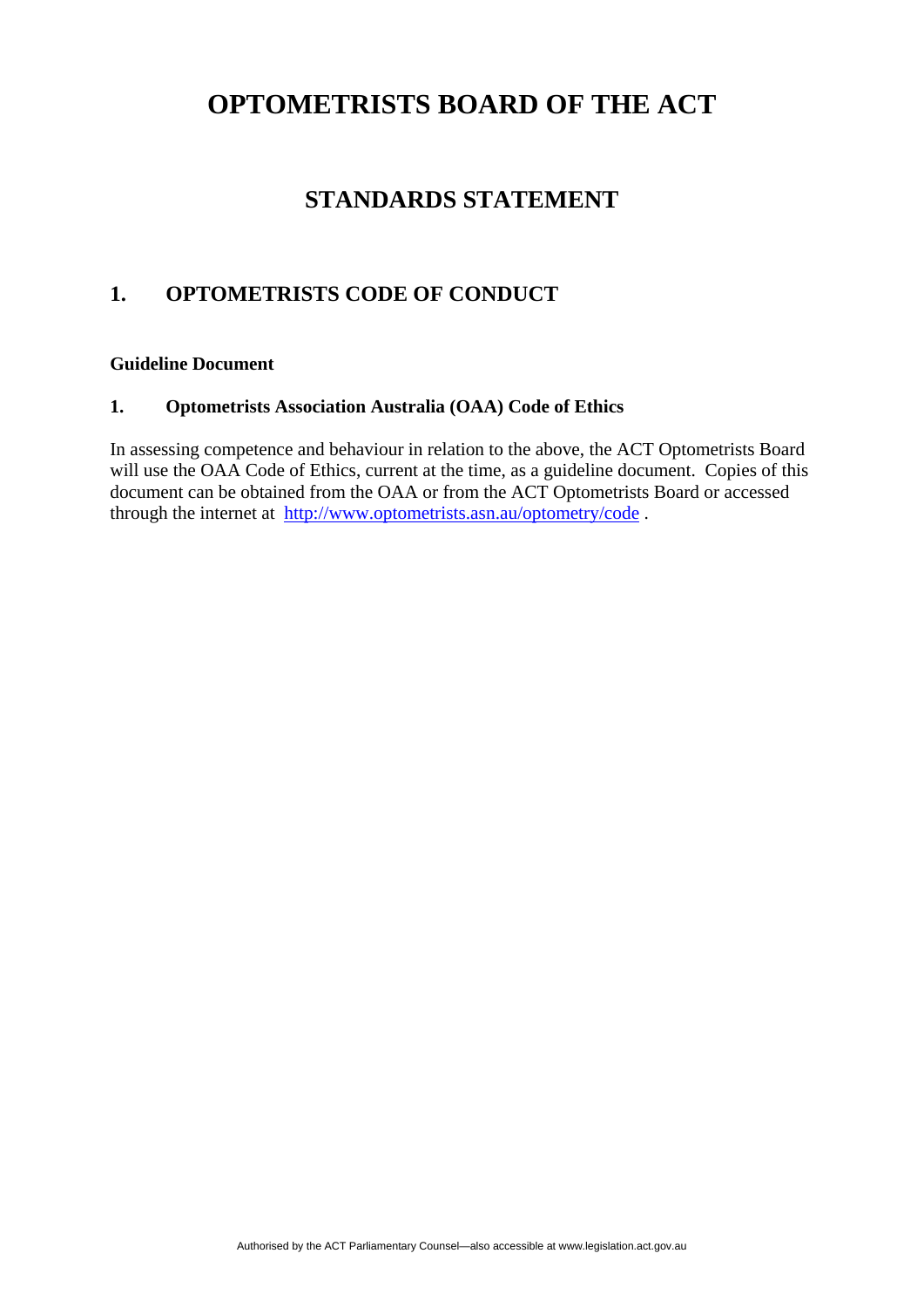# OPTOMETRISTS BOARD OF THE ACT

## STANDARDS STATEMENT

### 1. OPTOMETRISTS CODE OF CONDUCT

**Guideline Document**

**1. Optometrists Association Australia (OAA) Code of Ethics**

In assessing competence and behaviour in relation to the above, the ACT Optometrists Board will use the OAA Code of Ethics, current at the time, as a guideline document. Copies of this document can be obtained from the OAA or from the ACT Optometrists Board or accessed through the internet at [http://www.optometrists.asn.au/optometry/code](http://www.optometrists.asn.au/optometry/code) .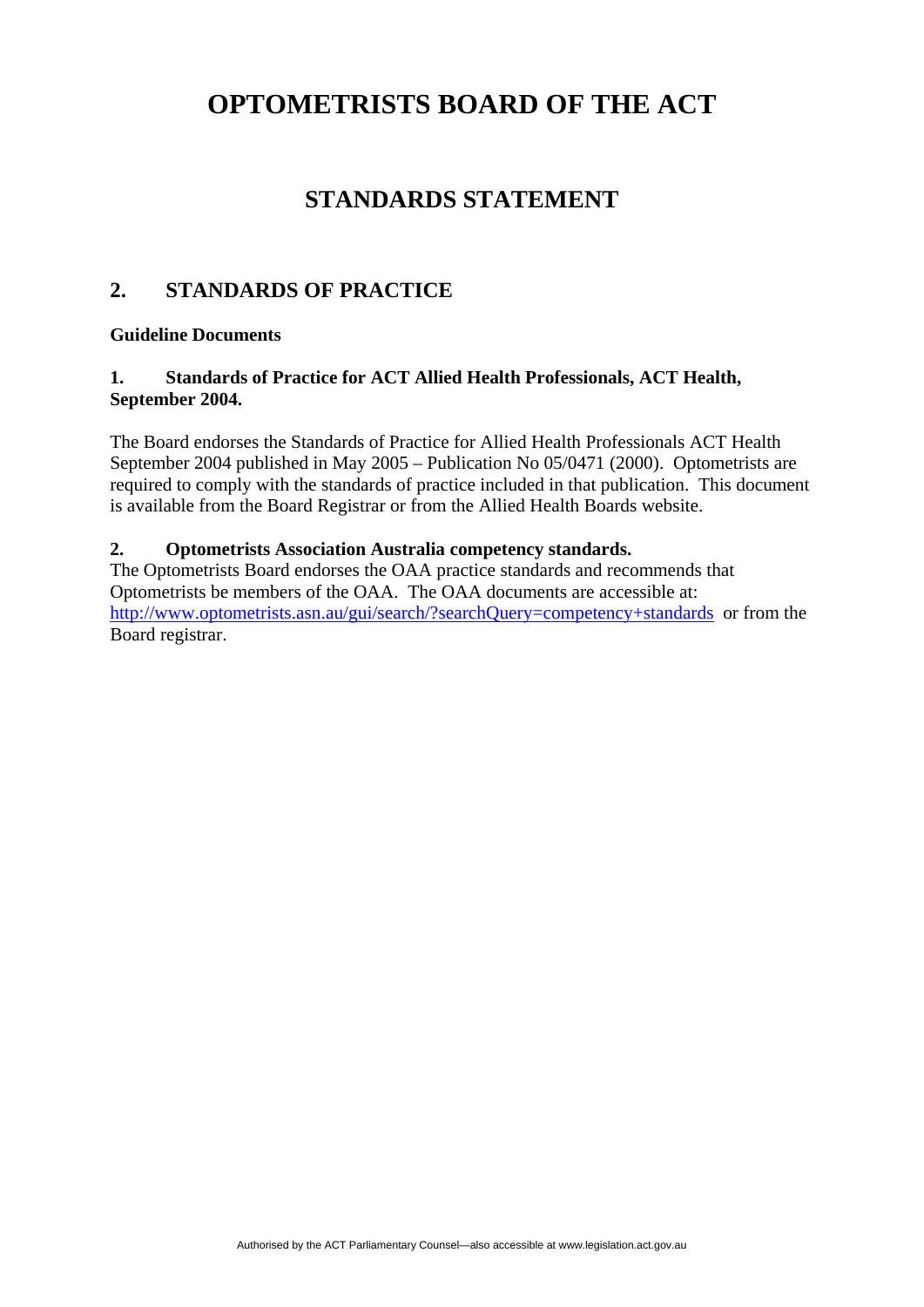# OPTOMETRISTS BOARD OF THE ACT

## STANDARDS STATEMENT

## 2. STANDARDS OF PRACTICE

**Guideline Documents**

**1. Standards of Practice for ACT Allied Health Professionals, ACT Health, September 2004.**

The Board endorses the Standards of Practice for Allied Health Professionals ACT Health September 2004 published in May 2005 – Publication No 05/0471 (2000). Optometrists are required to comply with the standards of practice included in that publication. This document is available from the Board Registrar or from the Allied Health Boards website.

**2. Optometrists Association Australia competency standards.**

The Optometrists Board endorses the OAA practice standards and recommends that Optometrists be members of the OAA. The OAA documents are accessible at: http://www.optometrists.asn.au/gui/search/?searchQuery=competency+standards or from the Board registrar.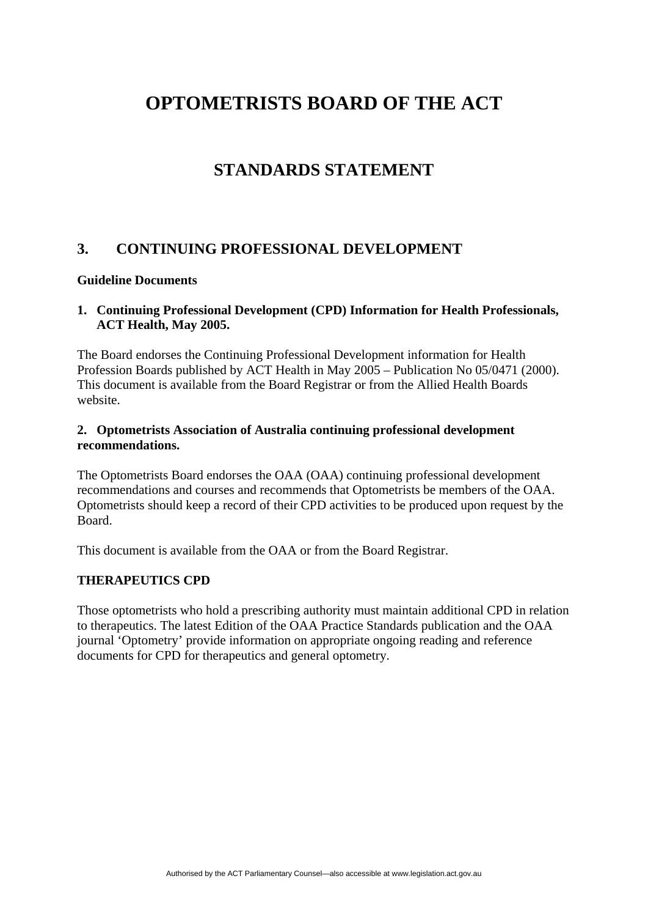# OPTOMETRISTS BOARD OF THE ACT

## STANDARDS STATEMENT

## 3. CONTINUING PROFESSIONAL DEVELOPMENT

**Guideline Documents**

**1. Continuing Professional Development (CPD) Information for Health Professionals, ACT Health, May 2005.**

The Board endorses the Continuing Professional Development information for Health Profession Boards published by ACT Health in May 2005 – Publication No 05/0471 (2000). This document is available from the Board Registrar or from the Allied Health Boards website.

**2. Optometrists Association of Australia continuing professional development recommendations.**

The Optometrists Board endorses the OAA (OAA) continuing professional development recommendations and courses and recommends that Optometrists be members of the OAA. Optometrists should keep a record of their CPD activities to be produced upon request by the Board.

This document is available from the OAA or from the Board Registrar.

**THERAPEUTICS CPD**

Those optometrists who hold a prescribing authority must maintain additional CPD in relation to therapeutics. The latest Edition of the OAA Practice Standards publication and the OAA journal 'Optometry' provide information on appropriate ongoing reading and reference documents for CPD for therapeutics and general optometry.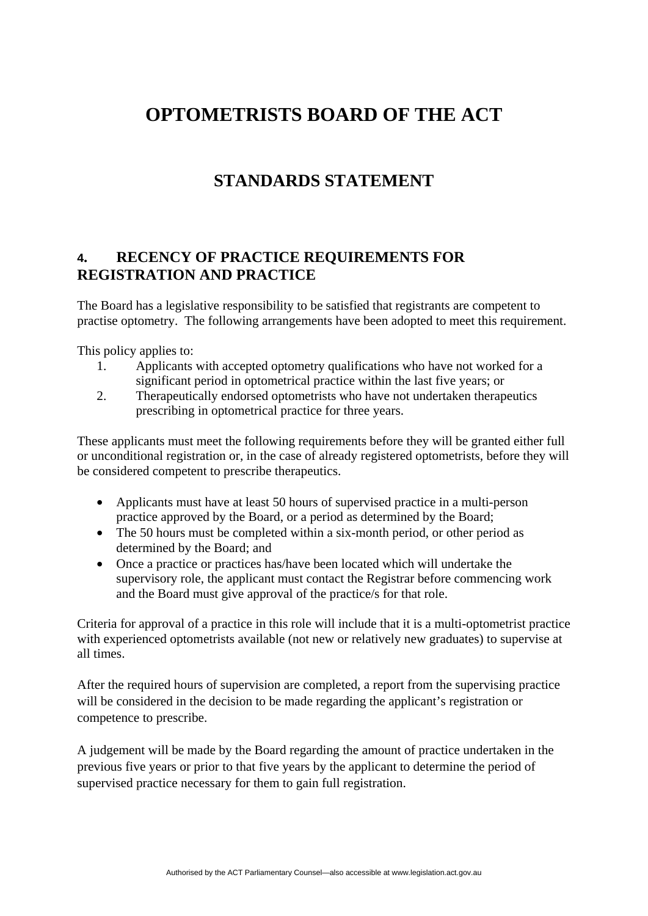# OPTOMETRISTS BOARD OF THE ACT

## STANDARDS STATEMENT

### 4. RECENCY OF PRACTICE REQUIREMENTS FOR REGISTRATION AND PRACTICE

The Board has a legislative responsibility to be satisfied that registrants are competent to practise optometry. The following arrangements have been adopted to meet this requirement.

This policy applies to:

1. Applicants with accepted optometry qualifications who have not worked for a significant period in optometrical practice within the last five years; or
2. Therapeutically endorsed optometrists who have not undertaken therapeutics prescribing in optometrical practice for three years.

These applicants must meet the following requirements before they will be granted either full or unconditional registration or, in the case of already registered optometrists, before they will be considered competent to prescribe therapeutics.

- Applicants must have at least 50 hours of supervised practice in a multi-person practice approved by the Board, or a period as determined by the Board;
- The 50 hours must be completed within a six-month period, or other period as determined by the Board; and
- Once a practice or practices has/have been located which will undertake the supervisory role, the applicant must contact the Registrar before commencing work and the Board must give approval of the practice/s for that role.

Criteria for approval of a practice in this role will include that it is a multi-optometrist practice with experienced optometrists available (not new or relatively new graduates) to supervise at all times.

After the required hours of supervision are completed, a report from the supervising practice will be considered in the decision to be made regarding the applicant's registration or competence to prescribe.

A judgement will be made by the Board regarding the amount of practice undertaken in the previous five years or prior to that five years by the applicant to determine the period of supervised practice necessary for them to gain full registration.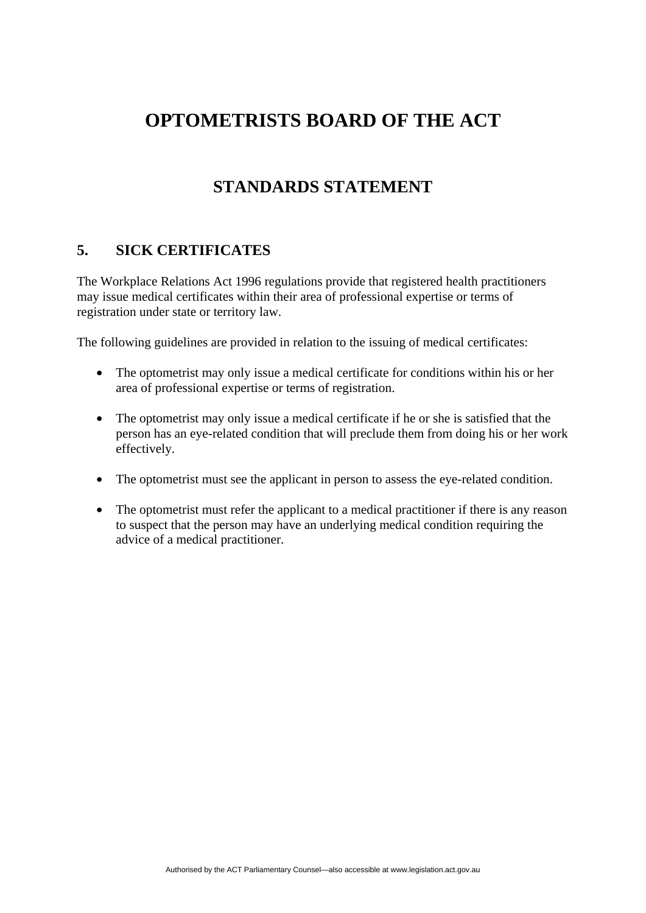# OPTOMETRISTS BOARD OF THE ACT

## STANDARDS STATEMENT

### 5. SICK CERTIFICATES

The Workplace Relations Act 1996 regulations provide that registered health practitioners may issue medical certificates within their area of professional expertise or terms of registration under state or territory law.

The following guidelines are provided in relation to the issuing of medical certificates:

- The optometrist may only issue a medical certificate for conditions within his or her area of professional expertise or terms of registration.

- The optometrist may only issue a medical certificate if he or she is satisfied that the person has an eye-related condition that will preclude them from doing his or her work effectively.

- The optometrist must see the applicant in person to assess the eye-related condition.

- The optometrist must refer the applicant to a medical practitioner if there is any reason to suspect that the person may have an underlying medical condition requiring the advice of a medical practitioner.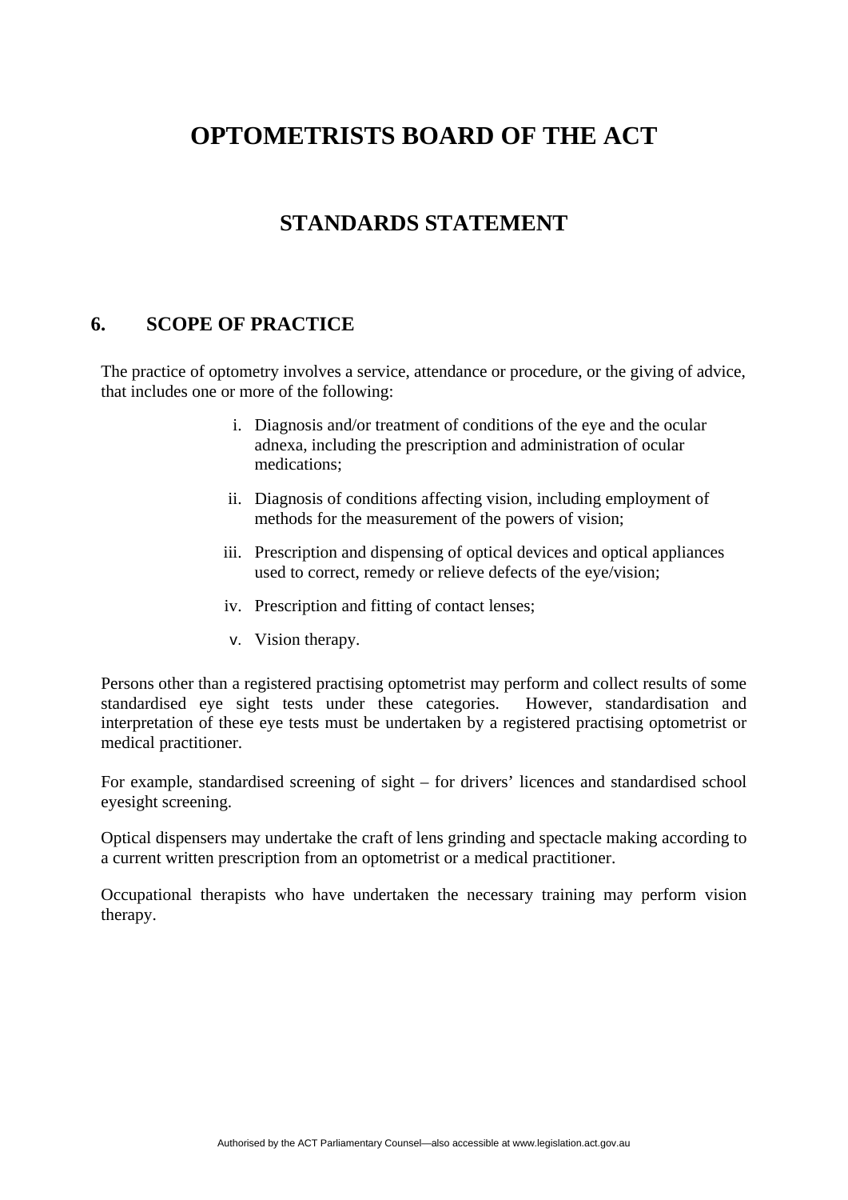# OPTOMETRISTS BOARD OF THE ACT

## STANDARDS STATEMENT

### 6. SCOPE OF PRACTICE

The practice of optometry involves a service, attendance or procedure, or the giving of advice, that includes one or more of the following:

i. Diagnosis and/or treatment of conditions of the eye and the ocular adnexa, including the prescription and administration of ocular medications;

ii. Diagnosis of conditions affecting vision, including employment of methods for the measurement of the powers of vision;

iii. Prescription and dispensing of optical devices and optical appliances used to correct, remedy or relieve defects of the eye/vision;

iv. Prescription and fitting of contact lenses;

v. Vision therapy.

Persons other than a registered practising optometrist may perform and collect results of some standardised eye sight tests under these categories. However, standardisation and interpretation of these eye tests must be undertaken by a registered practising optometrist or medical practitioner.

For example, standardised screening of sight – for drivers' licences and standardised school eyesight screening.

Optical dispensers may undertake the craft of lens grinding and spectacle making according to a current written prescription from an optometrist or a medical practitioner.

Occupational therapists who have undertaken the necessary training may perform vision therapy.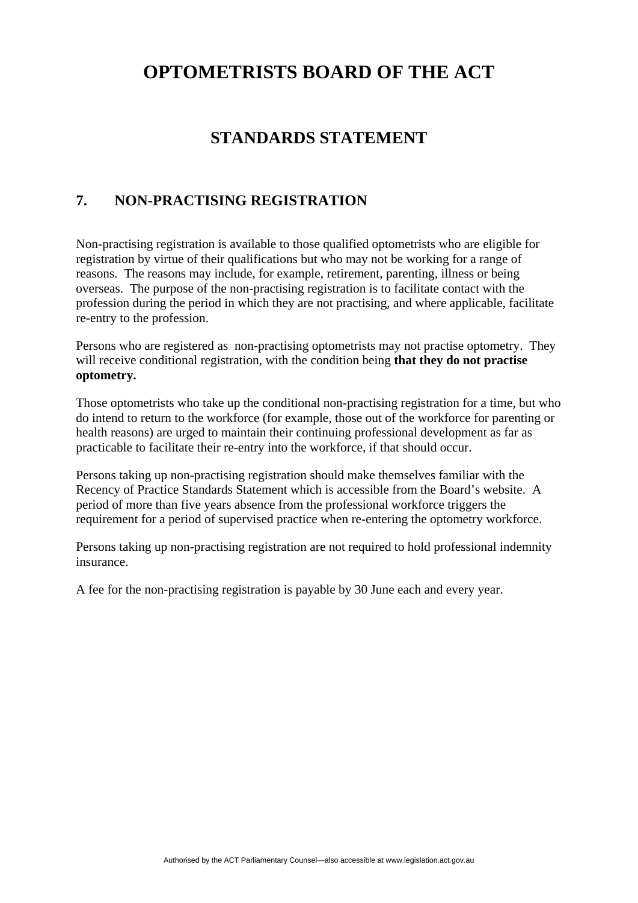# OPTOMETRISTS BOARD OF THE ACT

## STANDARDS STATEMENT

### 7. NON-PRACTISING REGISTRATION

Non-practising registration is available to those qualified optometrists who are eligible for registration by virtue of their qualifications but who may not be working for a range of reasons. The reasons may include, for example, retirement, parenting, illness or being overseas. The purpose of the non-practising registration is to facilitate contact with the profession during the period in which they are not practising, and where applicable, facilitate re-entry to the profession.

Persons who are registered as non-practising optometrists may not practise optometry. They will receive conditional registration, with the condition being **that they do not practise optometry.**

Those optometrists who take up the conditional non-practising registration for a time, but who do intend to return to the workforce (for example, those out of the workforce for parenting or health reasons) are urged to maintain their continuing professional development as far as practicable to facilitate their re-entry into the workforce, if that should occur.

Persons taking up non-practising registration should make themselves familiar with the Recency of Practice Standards Statement which is accessible from the Board's website. A period of more than five years absence from the professional workforce triggers the requirement for a period of supervised practice when re-entering the optometry workforce.

Persons taking up non-practising registration are not required to hold professional indemnity insurance.

A fee for the non-practising registration is payable by 30 June each and every year.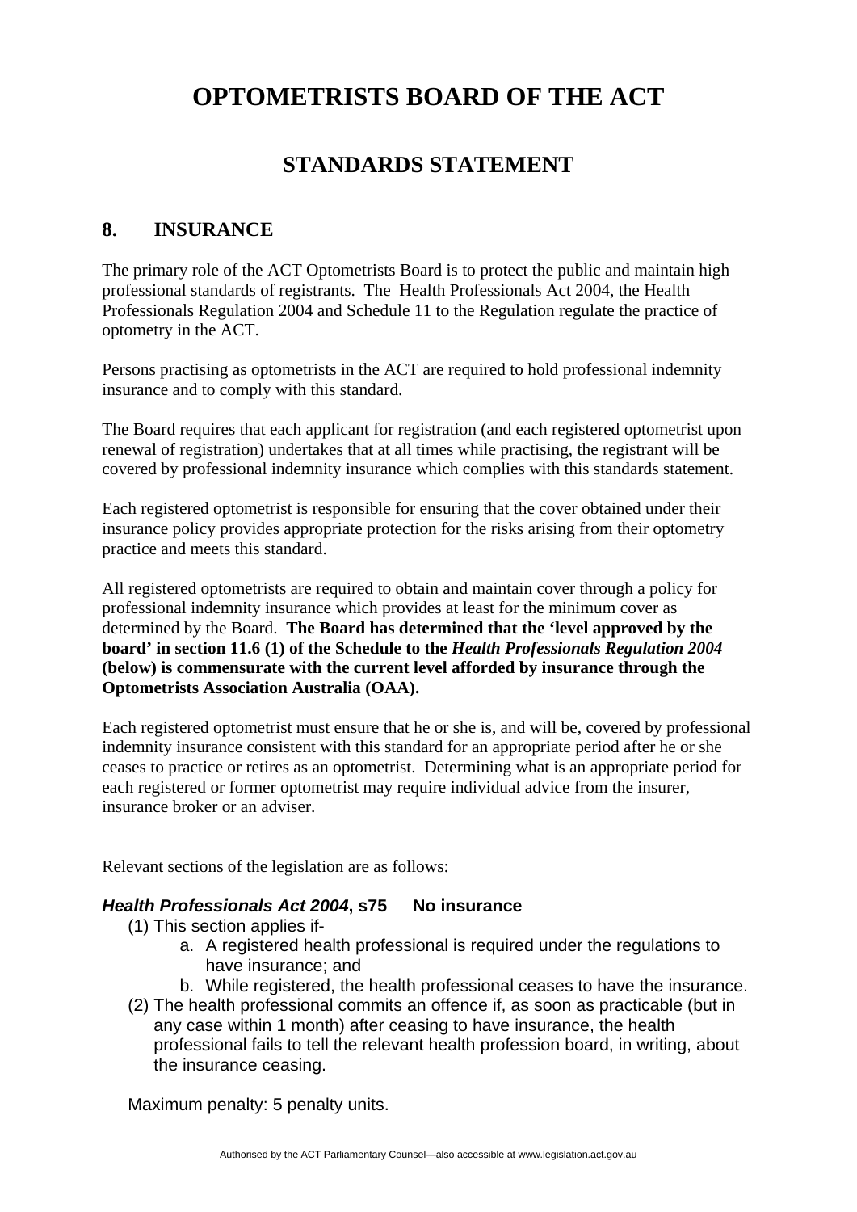# OPTOMETRISTS BOARD OF THE ACT

## STANDARDS STATEMENT

### 8. INSURANCE

The primary role of the ACT Optometrists Board is to protect the public and maintain high professional standards of registrants. The Health Professionals Act 2004, the Health Professionals Regulation 2004 and Schedule 11 to the Regulation regulate the practice of optometry in the ACT.

Persons practising as optometrists in the ACT are required to hold professional indemnity insurance and to comply with this standard.

The Board requires that each applicant for registration (and each registered optometrist upon renewal of registration) undertakes that at all times while practising, the registrant will be covered by professional indemnity insurance which complies with this standards statement.

Each registered optometrist is responsible for ensuring that the cover obtained under their insurance policy provides appropriate protection for the risks arising from their optometry practice and meets this standard.

All registered optometrists are required to obtain and maintain cover through a policy for professional indemnity insurance which provides at least for the minimum cover as determined by the Board. **The Board has determined that the 'level approved by the board' in section 11.6 (1) of the Schedule to the *Health Professionals Regulation 2004* (below) is commensurate with the current level afforded by insurance through the Optometrists Association Australia (OAA).**

Each registered optometrist must ensure that he or she is, and will be, covered by professional indemnity insurance consistent with this standard for an appropriate period after he or she ceases to practice or retires as an optometrist. Determining what is an appropriate period for each registered or former optometrist may require individual advice from the insurer, insurance broker or an adviser.

Relevant sections of the legislation are as follows:

***Health Professionals Act 2004*, s75 No insurance**

(1) This section applies if-

a. A registered health professional is required under the regulations to have insurance; and
b. While registered, the health professional ceases to have the insurance.

(2) The health professional commits an offence if, as soon as practicable (but in any case within 1 month) after ceasing to have insurance, the health professional fails to tell the relevant health profession board, in writing, about the insurance ceasing.

Maximum penalty: 5 penalty units.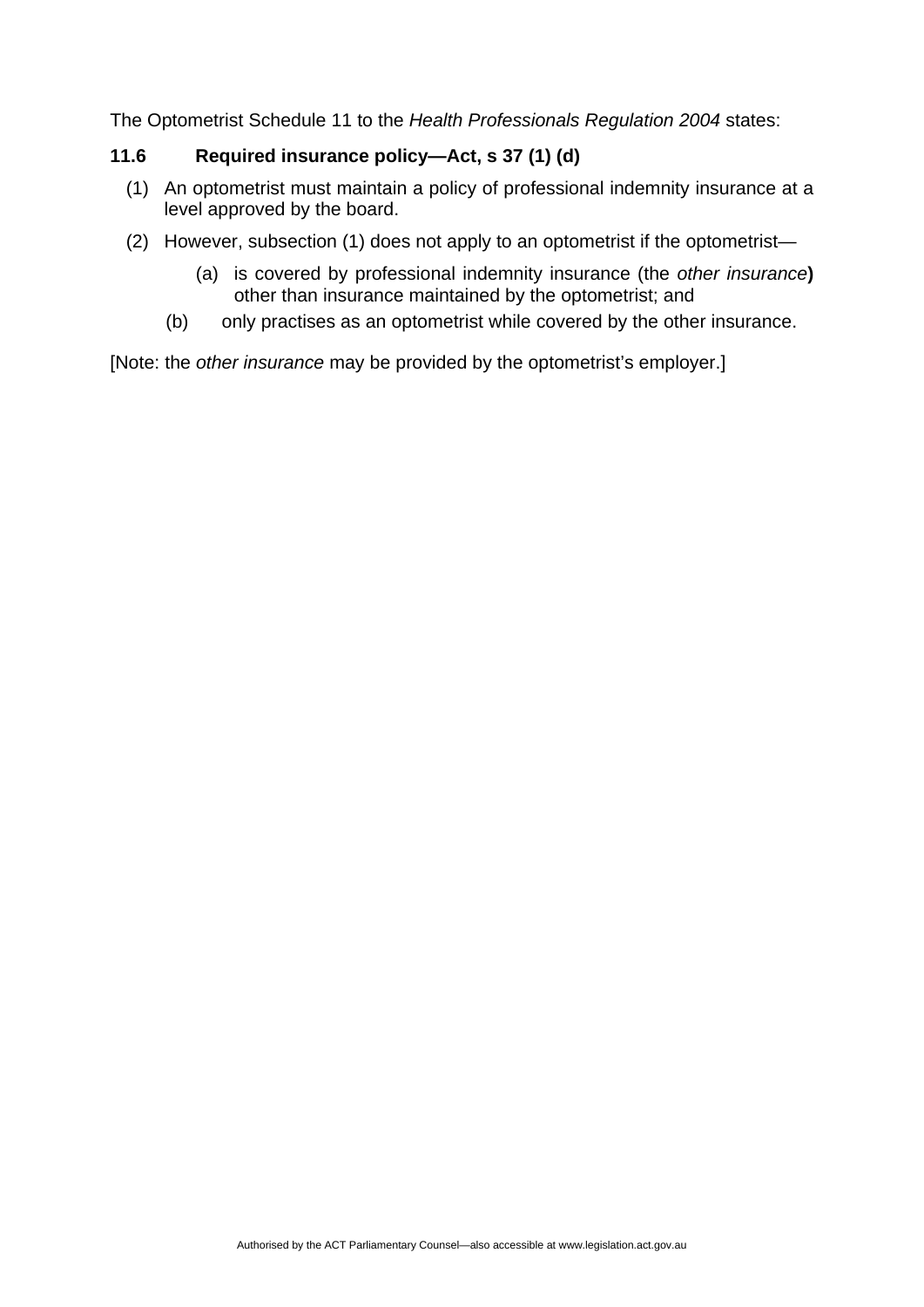The Optometrist Schedule 11 to the *Health Professionals Regulation 2004* states:

### 11.6 Required insurance policy—Act, s 37 (1) (d)

(1) An optometrist must maintain a policy of professional indemnity insurance at a level approved by the board.

(2) However, subsection (1) does not apply to an optometrist if the optometrist—

(a) is covered by professional indemnity insurance (the *other insurance***)** other than insurance maintained by the optometrist; and

(b) only practises as an optometrist while covered by the other insurance.

[Note: the *other insurance* may be provided by the optometrist's employer.]